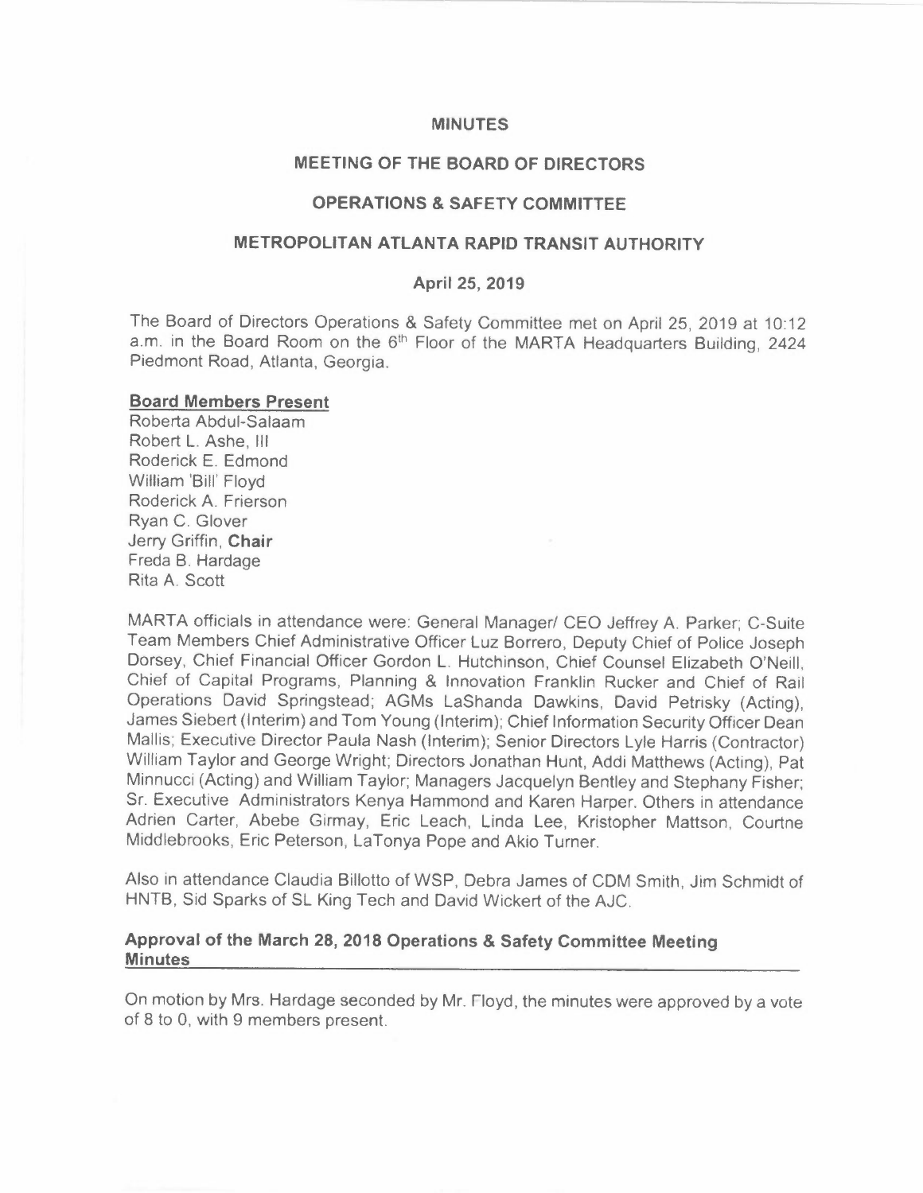# MINUTES

## MEETING OF THE BOARD OF DIRECTORS

## OPERATIONS & SAFETY COMMITTEE

## METROPOLITAN ATLANTA RAPID TRANSIT AUTHORITY

### April 25, 2019

The Board of Directors Operations & Safety Committee met on April 25, 2019 at 10:12 a.m. in the Board Room on the 6th Floor of the MARTA Headquarters Building, 2424 Piedmont Road, Atlanta, Georgia.

**Board Members Present**

Roberta Abdul-Salaam
Robert L. Ashe, III
Roderick E. Edmond
William 'Bill' Floyd
Roderick A. Frierson
Ryan C. Glover
Jerry Griffin, **Chair**
Freda B. Hardage
Rita A. Scott

MARTA officials in attendance were: General Manager/ CEO Jeffrey A. Parker; C-Suite Team Members Chief Administrative Officer Luz Borrero, Deputy Chief of Police Joseph Dorsey, Chief Financial Officer Gordon L. Hutchinson, Chief Counsel Elizabeth O'Neill, Chief of Capital Programs, Planning & Innovation Franklin Rucker and Chief of Rail Operations David Springstead; AGMs LaShanda Dawkins, David Petrisky (Acting), James Siebert (Interim) and Tom Young (Interim); Chief Information Security Officer Dean Mallis; Executive Director Paula Nash (Interim); Senior Directors Lyle Harris (Contractor) William Taylor and George Wright; Directors Jonathan Hunt, Addi Matthews (Acting), Pat Minnucci (Acting) and William Taylor; Managers Jacquelyn Bentley and Stephany Fisher; Sr. Executive Administrators Kenya Hammond and Karen Harper. Others in attendance Adrien Carter, Abebe Girmay, Eric Leach, Linda Lee, Kristopher Mattson, Courtne Middlebrooks, Eric Peterson, LaTonya Pope and Akio Turner.

Also in attendance Claudia Billotto of WSP, Debra James of CDM Smith, Jim Schmidt of HNTB, Sid Sparks of SL King Tech and David Wickert of the AJC.

**Approval of the March 28, 2018 Operations & Safety Committee Meeting Minutes**

On motion by Mrs. Hardage seconded by Mr. Floyd, the minutes were approved by a vote of 8 to 0, with 9 members present.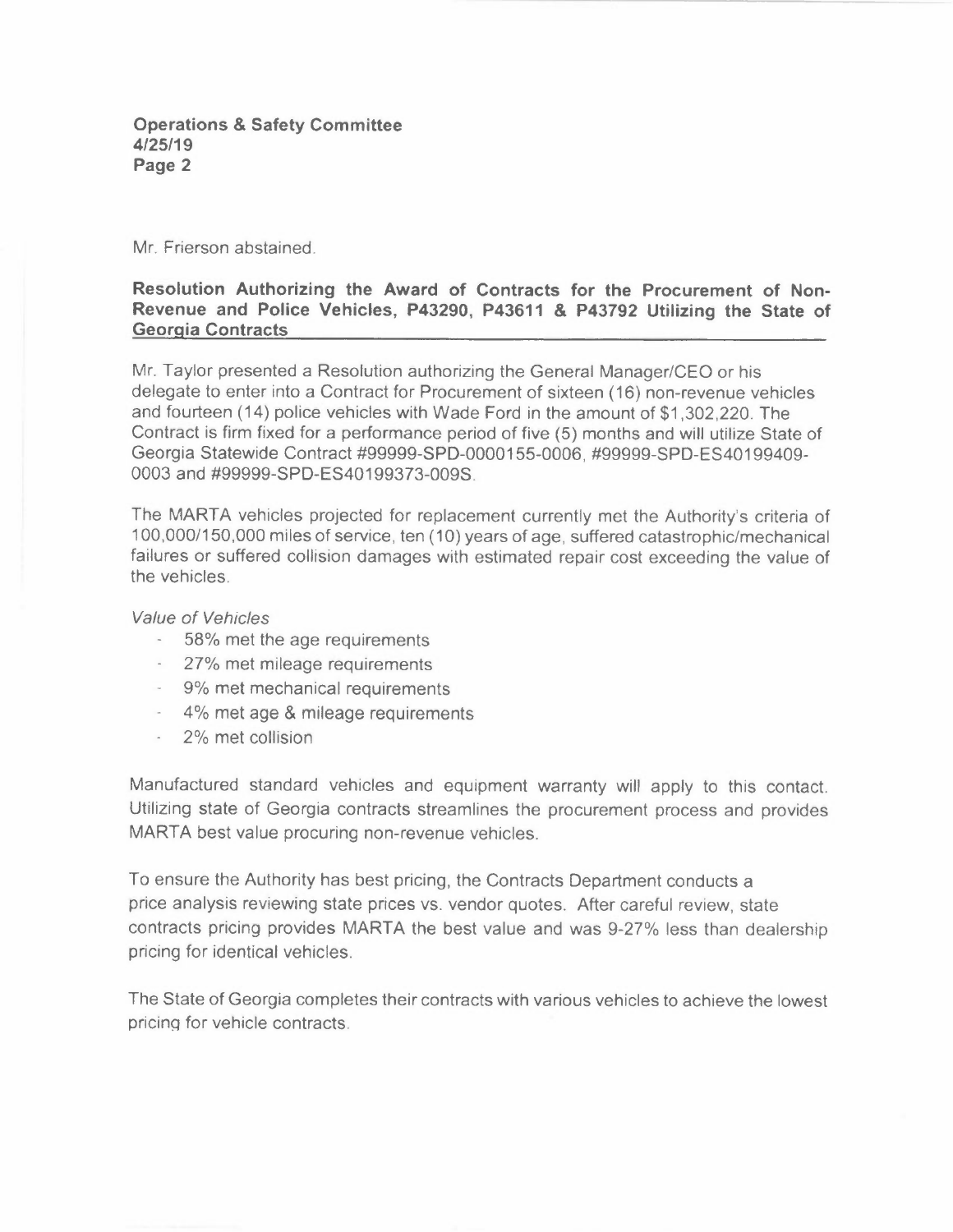Mr. Frierson abstained.

**Resolution Authorizing the Award of Contracts for the Procurement of Non-Revenue and Police Vehicles, P43290, P43611 & P43792 Utilizing the State of Georgia Contracts**

Mr. Taylor presented a Resolution authorizing the General Manager/CEO or his delegate to enter into a Contract for Procurement of sixteen (16) non-revenue vehicles and fourteen (14) police vehicles with Wade Ford in the amount of $1,302,220. The Contract is firm fixed for a performance period of five (5) months and will utilize State of Georgia Statewide Contract #99999-SPD-0000155-0006, #99999-SPD-ES40199409-0003 and #99999-SPD-ES40199373-009S.

The MARTA vehicles projected for replacement currently met the Authority's criteria of 100,000/150,000 miles of service, ten (10) years of age, suffered catastrophic/mechanical failures or suffered collision damages with estimated repair cost exceeding the value of the vehicles.

*Value of Vehicles*

- 58% met the age requirements
- 27% met mileage requirements
- 9% met mechanical requirements
- 4% met age & mileage requirements
- 2% met collision

Manufactured standard vehicles and equipment warranty will apply to this contact. Utilizing state of Georgia contracts streamlines the procurement process and provides MARTA best value procuring non-revenue vehicles.

To ensure the Authority has best pricing, the Contracts Department conducts a price analysis reviewing state prices vs. vendor quotes. After careful review, state contracts pricing provides MARTA the best value and was 9-27% less than dealership pricing for identical vehicles.

The State of Georgia completes their contracts with various vehicles to achieve the lowest pricing for vehicle contracts.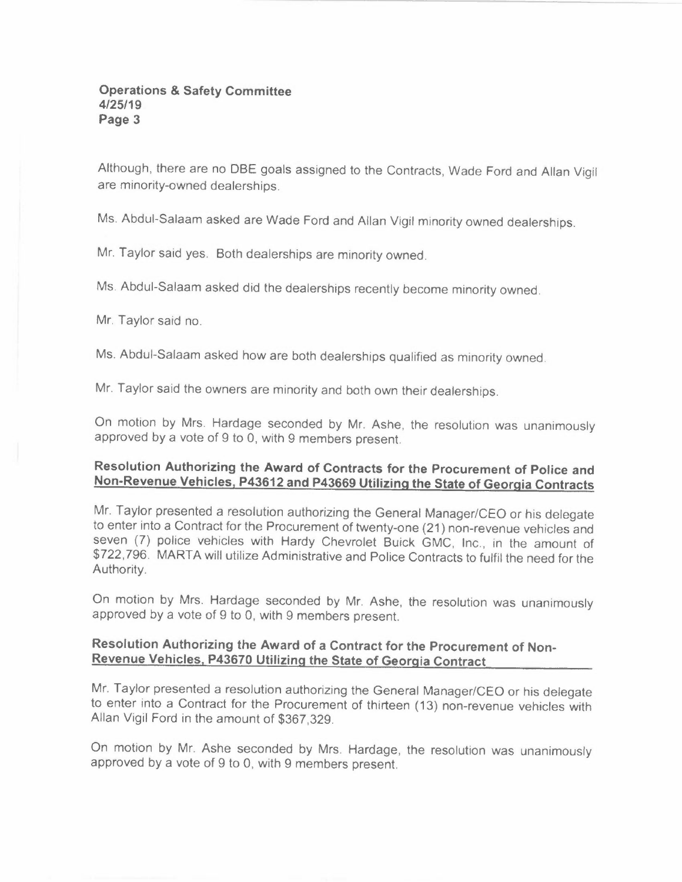Although, there are no DBE goals assigned to the Contracts, Wade Ford and Allan Vigil are minority-owned dealerships.

Ms. Abdul-Salaam asked are Wade Ford and Allan Vigil minority owned dealerships.

Mr. Taylor said yes. Both dealerships are minority owned.

Ms. Abdul-Salaam asked did the dealerships recently become minority owned.

Mr. Taylor said no.

Ms. Abdul-Salaam asked how are both dealerships qualified as minority owned.

Mr. Taylor said the owners are minority and both own their dealerships.

On motion by Mrs. Hardage seconded by Mr. Ashe, the resolution was unanimously approved by a vote of 9 to 0, with 9 members present.

**Resolution Authorizing the Award of Contracts for the Procurement of Police and Non-Revenue Vehicles, P43612 and P43669 Utilizing the State of Georgia Contracts**

Mr. Taylor presented a resolution authorizing the General Manager/CEO or his delegate to enter into a Contract for the Procurement of twenty-one (21) non-revenue vehicles and seven (7) police vehicles with Hardy Chevrolet Buick GMC, Inc., in the amount of $722,796. MARTA will utilize Administrative and Police Contracts to fulfil the need for the Authority.

On motion by Mrs. Hardage seconded by Mr. Ashe, the resolution was unanimously approved by a vote of 9 to 0, with 9 members present.

**Resolution Authorizing the Award of a Contract for the Procurement of Non-Revenue Vehicles, P43670 Utilizing the State of Georgia Contract**

Mr. Taylor presented a resolution authorizing the General Manager/CEO or his delegate to enter into a Contract for the Procurement of thirteen (13) non-revenue vehicles with Allan Vigil Ford in the amount of $367,329.

On motion by Mr. Ashe seconded by Mrs. Hardage, the resolution was unanimously approved by a vote of 9 to 0, with 9 members present.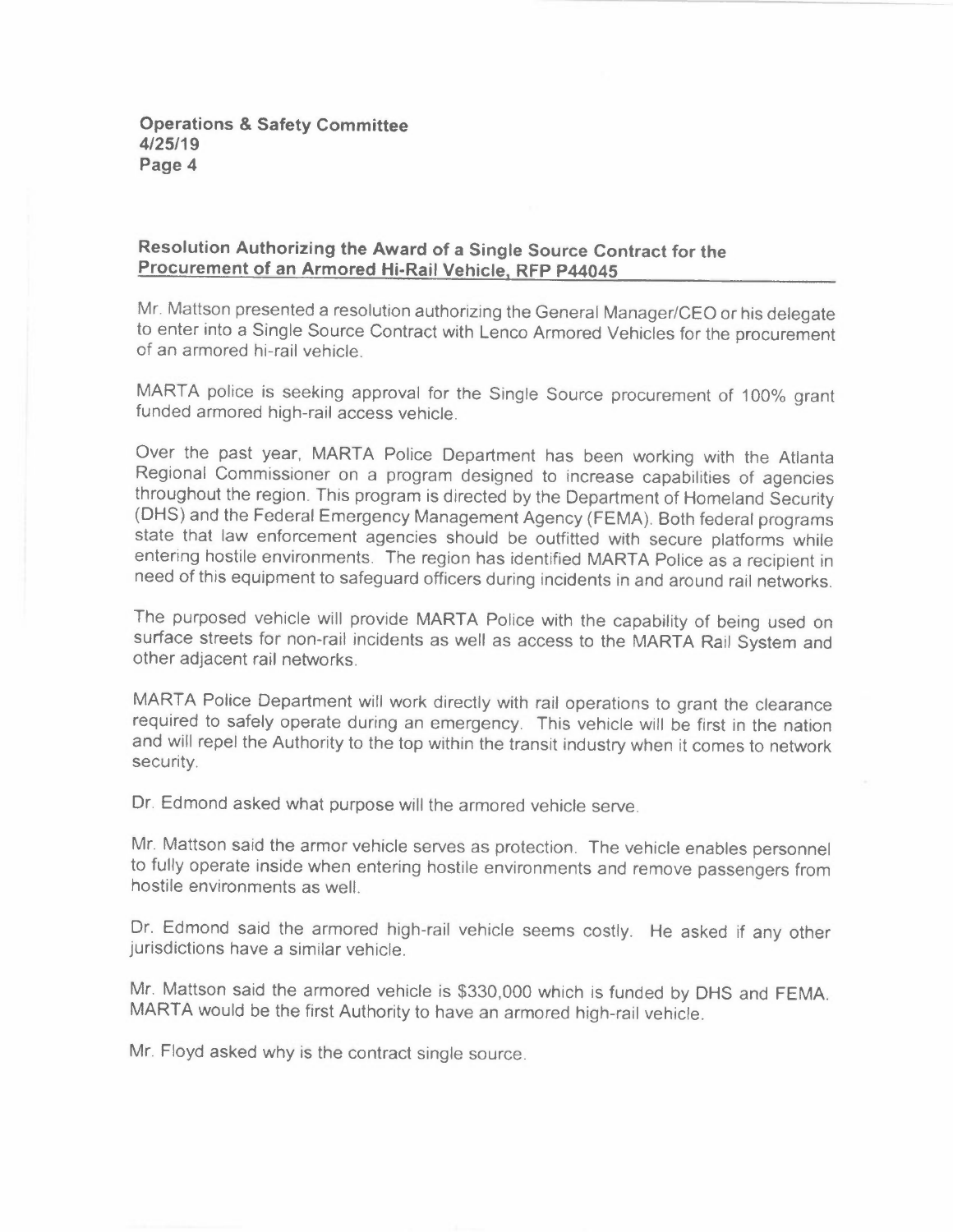**Operations & Safety Committee**
**4/25/19**
**Page 4**

## Resolution Authorizing the Award of a Single Source Contract for the Procurement of an Armored Hi-Rail Vehicle, RFP P44045

Mr. Mattson presented a resolution authorizing the General Manager/CEO or his delegate to enter into a Single Source Contract with Lenco Armored Vehicles for the procurement of an armored hi-rail vehicle.

MARTA police is seeking approval for the Single Source procurement of 100% grant funded armored high-rail access vehicle.

Over the past year, MARTA Police Department has been working with the Atlanta Regional Commissioner on a program designed to increase capabilities of agencies throughout the region. This program is directed by the Department of Homeland Security (DHS) and the Federal Emergency Management Agency (FEMA). Both federal programs state that law enforcement agencies should be outfitted with secure platforms while entering hostile environments. The region has identified MARTA Police as a recipient in need of this equipment to safeguard officers during incidents in and around rail networks.

The purposed vehicle will provide MARTA Police with the capability of being used on surface streets for non-rail incidents as well as access to the MARTA Rail System and other adjacent rail networks.

MARTA Police Department will work directly with rail operations to grant the clearance required to safely operate during an emergency. This vehicle will be first in the nation and will repel the Authority to the top within the transit industry when it comes to network security.

Dr. Edmond asked what purpose will the armored vehicle serve.

Mr. Mattson said the armor vehicle serves as protection. The vehicle enables personnel to fully operate inside when entering hostile environments and remove passengers from hostile environments as well.

Dr. Edmond said the armored high-rail vehicle seems costly. He asked if any other jurisdictions have a similar vehicle.

Mr. Mattson said the armored vehicle is $330,000 which is funded by DHS and FEMA. MARTA would be the first Authority to have an armored high-rail vehicle.

Mr. Floyd asked why is the contract single source.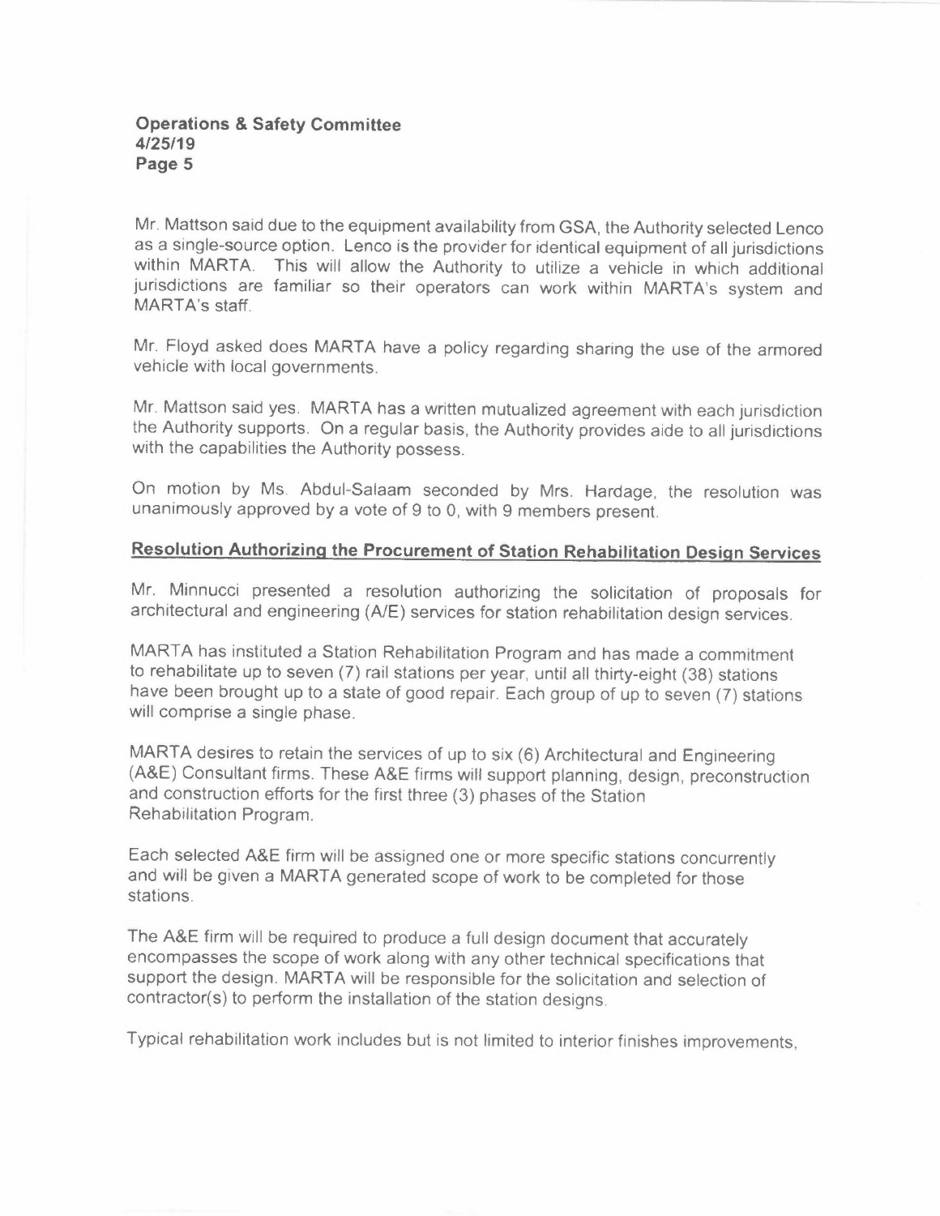Mr. Mattson said due to the equipment availability from GSA, the Authority selected Lenco as a single-source option. Lenco is the provider for identical equipment of all jurisdictions within MARTA. This will allow the Authority to utilize a vehicle in which additional jurisdictions are familiar so their operators can work within MARTA's system and MARTA's staff.

Mr. Floyd asked does MARTA have a policy regarding sharing the use of the armored vehicle with local governments.

Mr. Mattson said yes. MARTA has a written mutualized agreement with each jurisdiction the Authority supports. On a regular basis, the Authority provides aide to all jurisdictions with the capabilities the Authority possess.

On motion by Ms. Abdul-Salaam seconded by Mrs. Hardage, the resolution was unanimously approved by a vote of 9 to 0, with 9 members present.

## Resolution Authorizing the Procurement of Station Rehabilitation Design Services

Mr. Minnucci presented a resolution authorizing the solicitation of proposals for architectural and engineering (A/E) services for station rehabilitation design services.

MARTA has instituted a Station Rehabilitation Program and has made a commitment to rehabilitate up to seven (7) rail stations per year, until all thirty-eight (38) stations have been brought up to a state of good repair. Each group of up to seven (7) stations will comprise a single phase.

MARTA desires to retain the services of up to six (6) Architectural and Engineering (A&E) Consultant firms. These A&E firms will support planning, design, preconstruction and construction efforts for the first three (3) phases of the Station Rehabilitation Program.

Each selected A&E firm will be assigned one or more specific stations concurrently and will be given a MARTA generated scope of work to be completed for those stations.

The A&E firm will be required to produce a full design document that accurately encompasses the scope of work along with any other technical specifications that support the design. MARTA will be responsible for the solicitation and selection of contractor(s) to perform the installation of the station designs.

Typical rehabilitation work includes but is not limited to interior finishes improvements,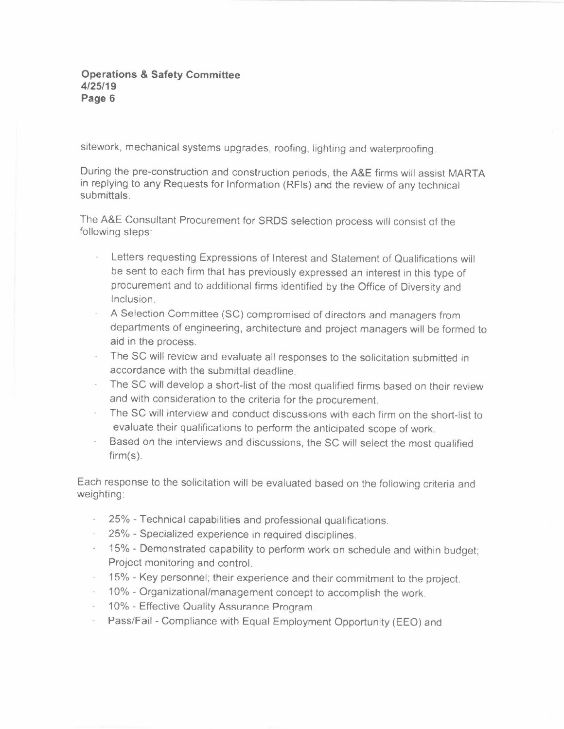sitework, mechanical systems upgrades, roofing, lighting and waterproofing.

During the pre-construction and construction periods, the A&E firms will assist MARTA in replying to any Requests for Information (RFIs) and the review of any technical submittals.

The A&E Consultant Procurement for SRDS selection process will consist of the following steps:

- Letters requesting Expressions of Interest and Statement of Qualifications will be sent to each firm that has previously expressed an interest in this type of procurement and to additional firms identified by the Office of Diversity and Inclusion.
- A Selection Committee (SC) compromised of directors and managers from departments of engineering, architecture and project managers will be formed to aid in the process.
- The SC will review and evaluate all responses to the solicitation submitted in accordance with the submittal deadline.
- The SC will develop a short-list of the most qualified firms based on their review and with consideration to the criteria for the procurement.
- The SC will interview and conduct discussions with each firm on the short-list to evaluate their qualifications to perform the anticipated scope of work.
- Based on the interviews and discussions, the SC will select the most qualified firm(s).

Each response to the solicitation will be evaluated based on the following criteria and weighting:

- 25% - Technical capabilities and professional qualifications.
- 25% - Specialized experience in required disciplines.
- 15% - Demonstrated capability to perform work on schedule and within budget; Project monitoring and control.
- 15% - Key personnel; their experience and their commitment to the project.
- 10% - Organizational/management concept to accomplish the work.
- 10% - Effective Quality Assurance Program.
- Pass/Fail - Compliance with Equal Employment Opportunity (EEO) and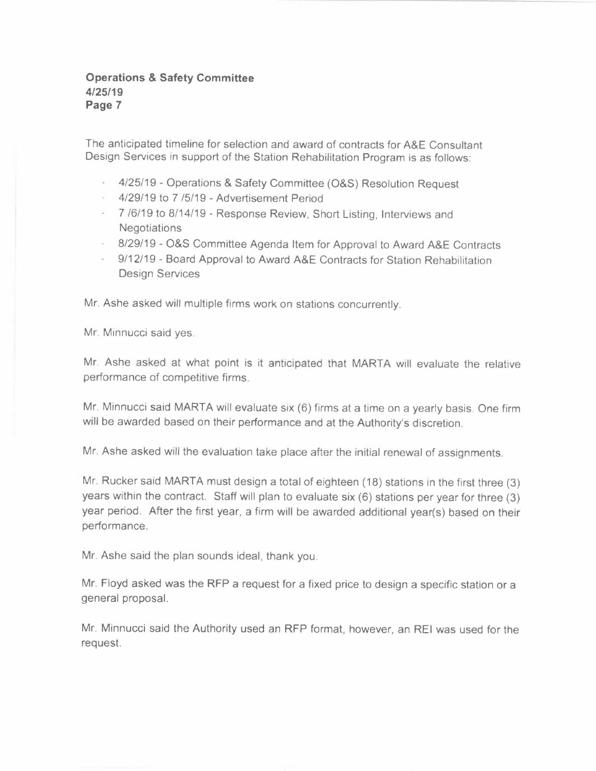The anticipated timeline for selection and award of contracts for A&E Consultant Design Services in support of the Station Rehabilitation Program is as follows:

- 4/25/19 - Operations & Safety Committee (O&S) Resolution Request
- 4/29/19 to 7 /5/19 - Advertisement Period
- 7 /6/19 to 8/14/19 - Response Review, Short Listing, Interviews and Negotiations
- 8/29/19 - O&S Committee Agenda Item for Approval to Award A&E Contracts
- 9/12/19 - Board Approval to Award A&E Contracts for Station Rehabilitation Design Services

Mr. Ashe asked will multiple firms work on stations concurrently.

Mr. Minnucci said yes.

Mr. Ashe asked at what point is it anticipated that MARTA will evaluate the relative performance of competitive firms.

Mr. Minnucci said MARTA will evaluate six (6) firms at a time on a yearly basis. One firm will be awarded based on their performance and at the Authority's discretion.

Mr. Ashe asked will the evaluation take place after the initial renewal of assignments.

Mr. Rucker said MARTA must design a total of eighteen (18) stations in the first three (3) years within the contract. Staff will plan to evaluate six (6) stations per year for three (3) year period. After the first year, a firm will be awarded additional year(s) based on their performance.

Mr. Ashe said the plan sounds ideal, thank you.

Mr. Floyd asked was the RFP a request for a fixed price to design a specific station or a general proposal.

Mr. Minnucci said the Authority used an RFP format, however, an REI was used for the request.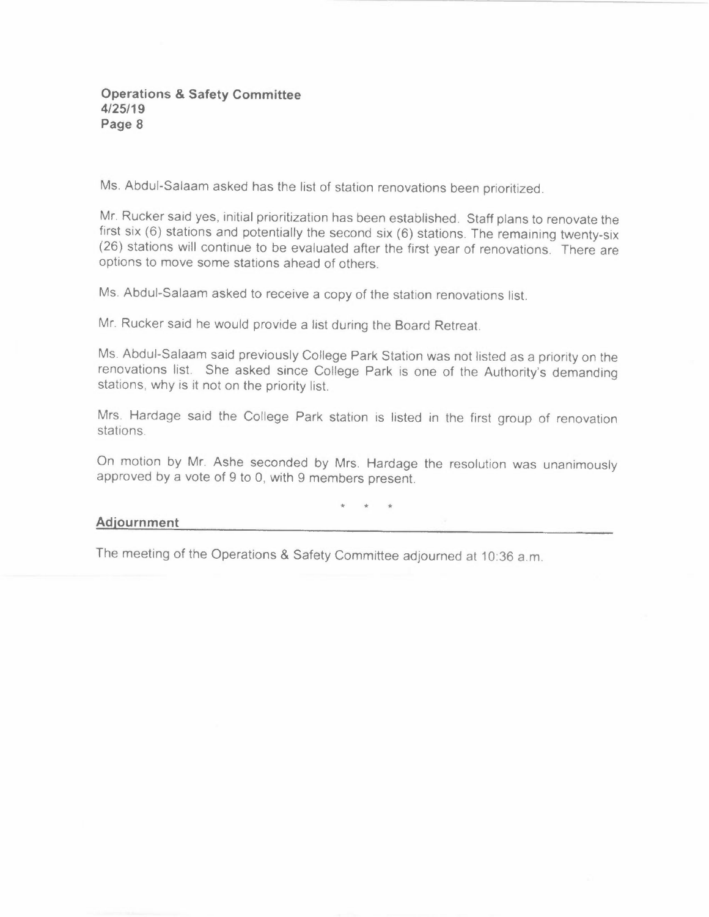Ms. Abdul-Salaam asked has the list of station renovations been prioritized.

Mr. Rucker said yes, initial prioritization has been established. Staff plans to renovate the first six (6) stations and potentially the second six (6) stations. The remaining twenty-six (26) stations will continue to be evaluated after the first year of renovations. There are options to move some stations ahead of others.

Ms. Abdul-Salaam asked to receive a copy of the station renovations list.

Mr. Rucker said he would provide a list during the Board Retreat.

Ms. Abdul-Salaam said previously College Park Station was not listed as a priority on the renovations list. She asked since College Park is one of the Authority's demanding stations, why is it not on the priority list.

Mrs. Hardage said the College Park station is listed in the first group of renovation stations.

On motion by Mr. Ashe seconded by Mrs. Hardage the resolution was unanimously approved by a vote of 9 to 0, with 9 members present.

\* \* \*

## Adjournment

The meeting of the Operations & Safety Committee adjourned at 10:36 a.m.